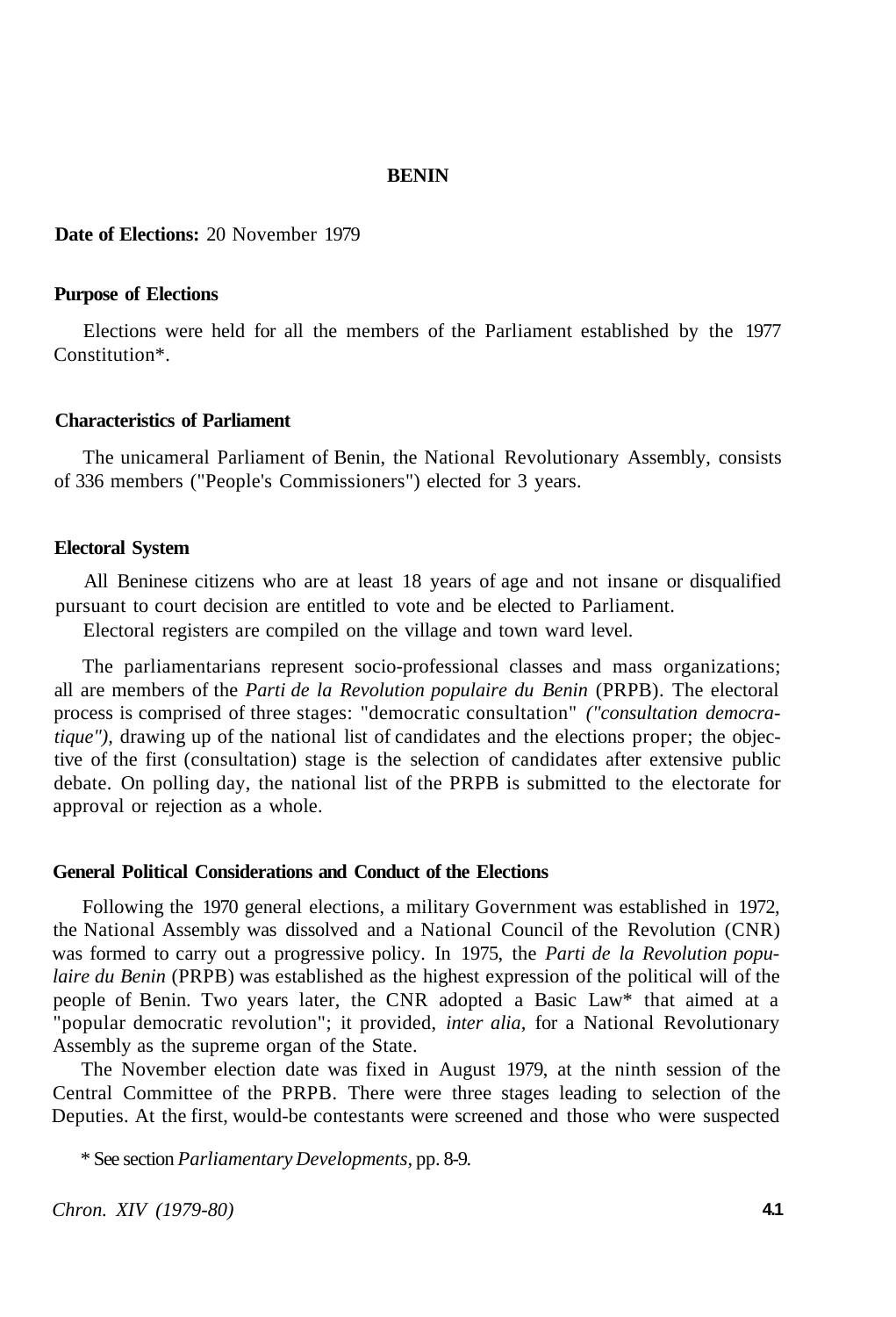# BENIN

**Date of Elections:** 20 November 1979

### Purpose of Elections

Elections were held for all the members of the Parliament established by the 1977 Constitution*.

### Characteristics of Parliament

The unicameral Parliament of Benin, the National Revolutionary Assembly, consists of 336 members ("People's Commissioners") elected for 3 years.

### Electoral System

All Beninese citizens who are at least 18 years of age and not insane or disqualified pursuant to court decision are entitled to vote and be elected to Parliament.

Electoral registers are compiled on the village and town ward level.

The parliamentarians represent socio-professional classes and mass organizations; all are members of the *Parti de la Revolution populaire du Benin* (PRPB). The electoral process is comprised of three stages: "democratic consultation" *("consultation democratique"),* drawing up of the national list of candidates and the elections proper; the objective of the first (consultation) stage is the selection of candidates after extensive public debate. On polling day, the national list of the PRPB is submitted to the electorate for approval or rejection as a whole.

### General Political Considerations and Conduct of the Elections

Following the 1970 general elections, a military Government was established in 1972, the National Assembly was dissolved and a National Council of the Revolution (CNR) was formed to carry out a progressive policy. In 1975, the *Parti de la Revolution populaire du Benin* (PRPB) was established as the highest expression of the political will of the people of Benin. Two years later, the CNR adopted a Basic Law* that aimed at a "popular democratic revolution"; it provided, *inter alia,* for a National Revolutionary Assembly as the supreme organ of the State.

The November election date was fixed in August 1979, at the ninth session of the Central Committee of the PRPB. There were three stages leading to selection of the Deputies. At the first, would-be contestants were screened and those who were suspected

* See section *Parliamentary Developments*, pp. 8-9.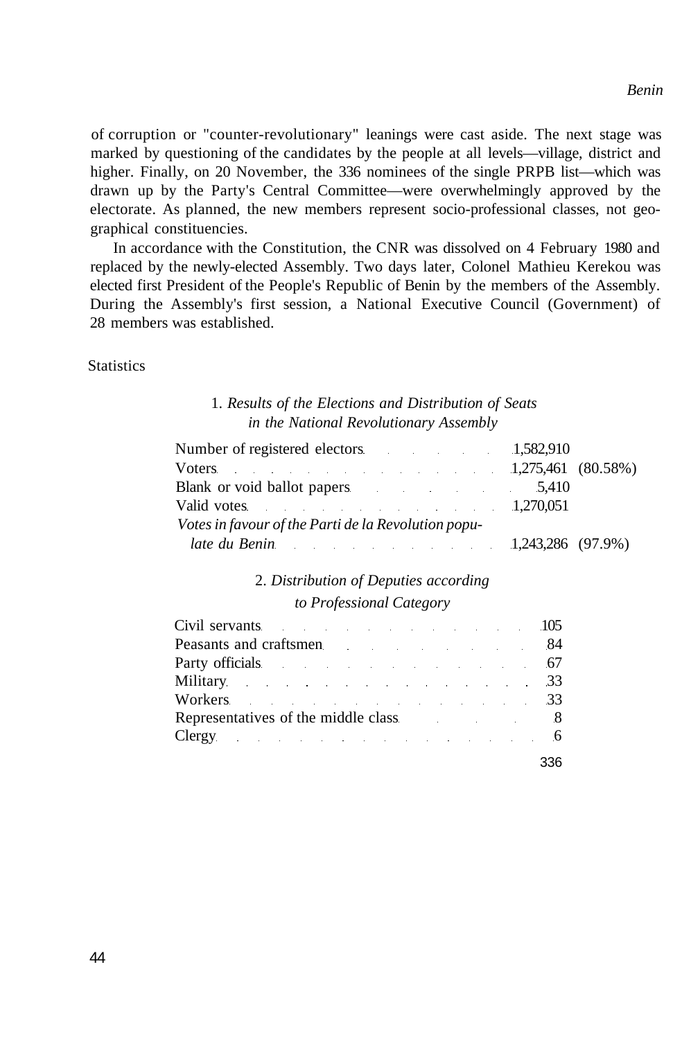of corruption or "counter-revolutionary" leanings were cast aside. The next stage was marked by questioning of the candidates by the people at all levels—village, district and higher. Finally, on 20 November, the 336 nominees of the single PRPB list—which was drawn up by the Party's Central Committee—were overwhelmingly approved by the electorate. As planned, the new members represent socio-professional classes, not geographical constituencies.

In accordance with the Constitution, the CNR was dissolved on 4 February 1980 and replaced by the newly-elected Assembly. Two days later, Colonel Mathieu Kerekou was elected first President of the People's Republic of Benin by the members of the Assembly. During the Assembly's first session, a National Executive Council (Government) of 28 members was established.

## Statistics

### 1. *Results of the Elections and Distribution of Seats in the National Revolutionary Assembly*

| | | |
|---|---|---|
| Number of registered electors | 1,582,910 | |
| Voters | 1,275,461 | (80.58%) |
| Blank or void ballot papers | 5,410 | |
| Valid votes | 1,270,051 | |
| *Votes in favour of the Parti de la Revolution populate du Benin* | 1,243,286 | (97.9%) |

### 2. *Distribution of Deputies according to Professional Category*

| | |
|---|---|
| Civil servants | 105 |
| Peasants and craftsmen | 84 |
| Party officials | 67 |
| Military | 33 |
| Workers | 33 |
| Representatives of the middle class | 8 |
| Clergy | 6 |
| | 336 |